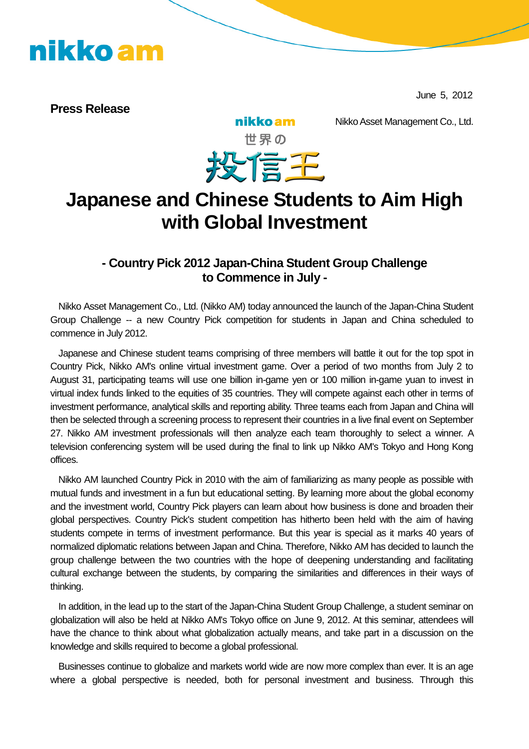nikko am

June 5, 2012

**Press Release**

Nikko Asset Management Co., Ltd.

nikko am
世界の
投信王

# Japanese and Chinese Students to Aim High with Global Investment

## - Country Pick 2012 Japan-China Student Group Challenge to Commence in July -

Nikko Asset Management Co., Ltd. (Nikko AM) today announced the launch of the Japan-China Student Group Challenge -- a new Country Pick competition for students in Japan and China scheduled to commence in July 2012.

Japanese and Chinese student teams comprising of three members will battle it out for the top spot in Country Pick, Nikko AM's online virtual investment game. Over a period of two months from July 2 to August 31, participating teams will use one billion in-game yen or 100 million in-game yuan to invest in virtual index funds linked to the equities of 35 countries. They will compete against each other in terms of investment performance, analytical skills and reporting ability. Three teams each from Japan and China will then be selected through a screening process to represent their countries in a live final event on September 27. Nikko AM investment professionals will then analyze each team thoroughly to select a winner. A television conferencing system will be used during the final to link up Nikko AM's Tokyo and Hong Kong offices.

Nikko AM launched Country Pick in 2010 with the aim of familiarizing as many people as possible with mutual funds and investment in a fun but educational setting. By learning more about the global economy and the investment world, Country Pick players can learn about how business is done and broaden their global perspectives. Country Pick's student competition has hitherto been held with the aim of having students compete in terms of investment performance. But this year is special as it marks 40 years of normalized diplomatic relations between Japan and China. Therefore, Nikko AM has decided to launch the group challenge between the two countries with the hope of deepening understanding and facilitating cultural exchange between the students, by comparing the similarities and differences in their ways of thinking.

In addition, in the lead up to the start of the Japan-China Student Group Challenge, a student seminar on globalization will also be held at Nikko AM's Tokyo office on June 9, 2012. At this seminar, attendees will have the chance to think about what globalization actually means, and take part in a discussion on the knowledge and skills required to become a global professional.

Businesses continue to globalize and markets world wide are now more complex than ever. It is an age where a global perspective is needed, both for personal investment and business. Through this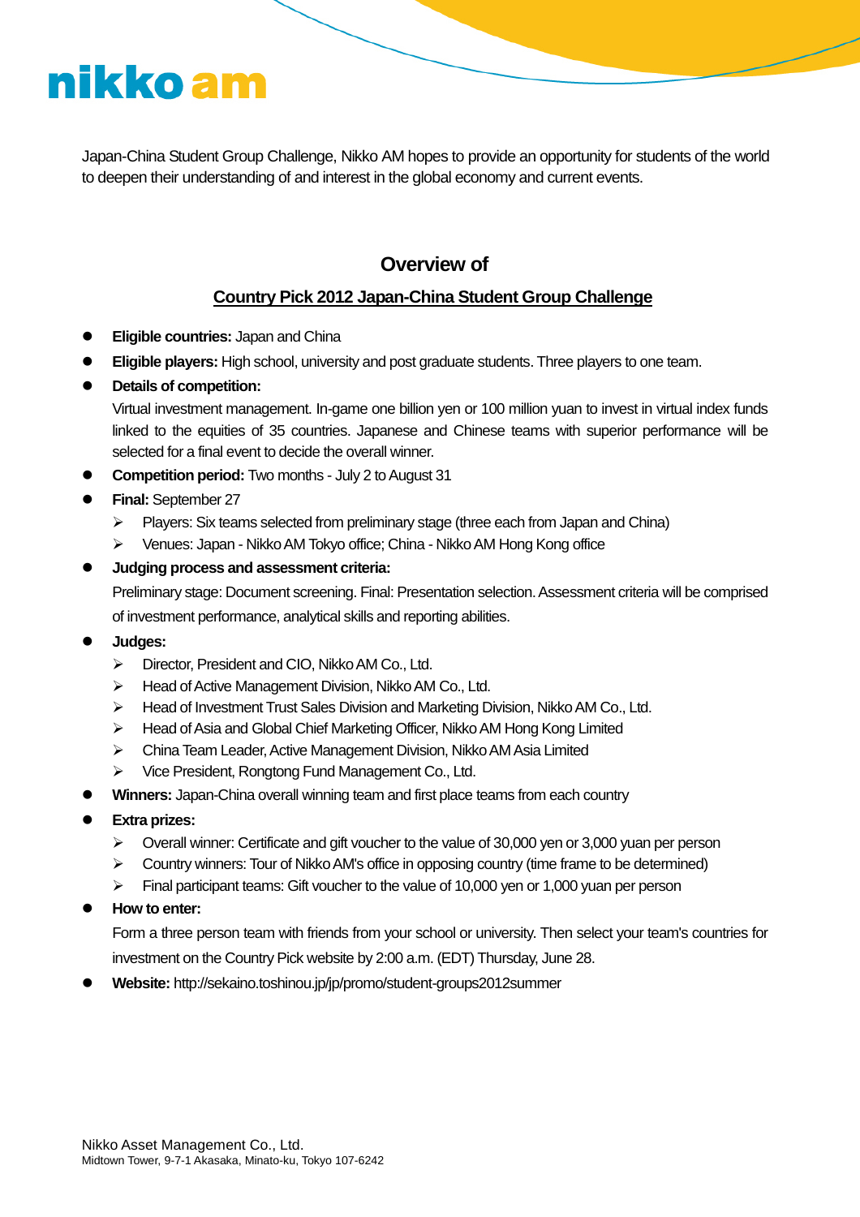Japan-China Student Group Challenge, Nikko AM hopes to provide an opportunity for students of the world to deepen their understanding of and interest in the global economy and current events.

## Overview of

## Country Pick 2012 Japan-China Student Group Challenge

- **Eligible countries:** Japan and China
- **Eligible players:** High school, university and post graduate students. Three players to one team.
- **Details of competition:**
  Virtual investment management. In-game one billion yen or 100 million yuan to invest in virtual index funds linked to the equities of 35 countries. Japanese and Chinese teams with superior performance will be selected for a final event to decide the overall winner.
- **Competition period:** Two months - July 2 to August 31
- **Final:** September 27
  - Players: Six teams selected from preliminary stage (three each from Japan and China)
  - Venues: Japan - Nikko AM Tokyo office; China - Nikko AM Hong Kong office
- **Judging process and assessment criteria:**
  Preliminary stage: Document screening. Final: Presentation selection. Assessment criteria will be comprised of investment performance, analytical skills and reporting abilities.
- **Judges:**
  - Director, President and CIO, Nikko AM Co., Ltd.
  - Head of Active Management Division, Nikko AM Co., Ltd.
  - Head of Investment Trust Sales Division and Marketing Division, Nikko AM Co., Ltd.
  - Head of Asia and Global Chief Marketing Officer, Nikko AM Hong Kong Limited
  - China Team Leader, Active Management Division, Nikko AM Asia Limited
  - Vice President, Rongtong Fund Management Co., Ltd.
- **Winners:** Japan-China overall winning team and first place teams from each country
- **Extra prizes:**
  - Overall winner: Certificate and gift voucher to the value of 30,000 yen or 3,000 yuan per person
  - Country winners: Tour of Nikko AM's office in opposing country (time frame to be determined)
  - Final participant teams: Gift voucher to the value of 10,000 yen or 1,000 yuan per person
- **How to enter:**
  Form a three person team with friends from your school or university. Then select your team's countries for investment on the Country Pick website by 2:00 a.m. (EDT) Thursday, June 28.
- **Website:** http://sekaino.toshinou.jp/jp/promo/student-groups2012summer

Nikko Asset Management Co., Ltd.
Midtown Tower, 9-7-1 Akasaka, Minato-ku, Tokyo 107-6242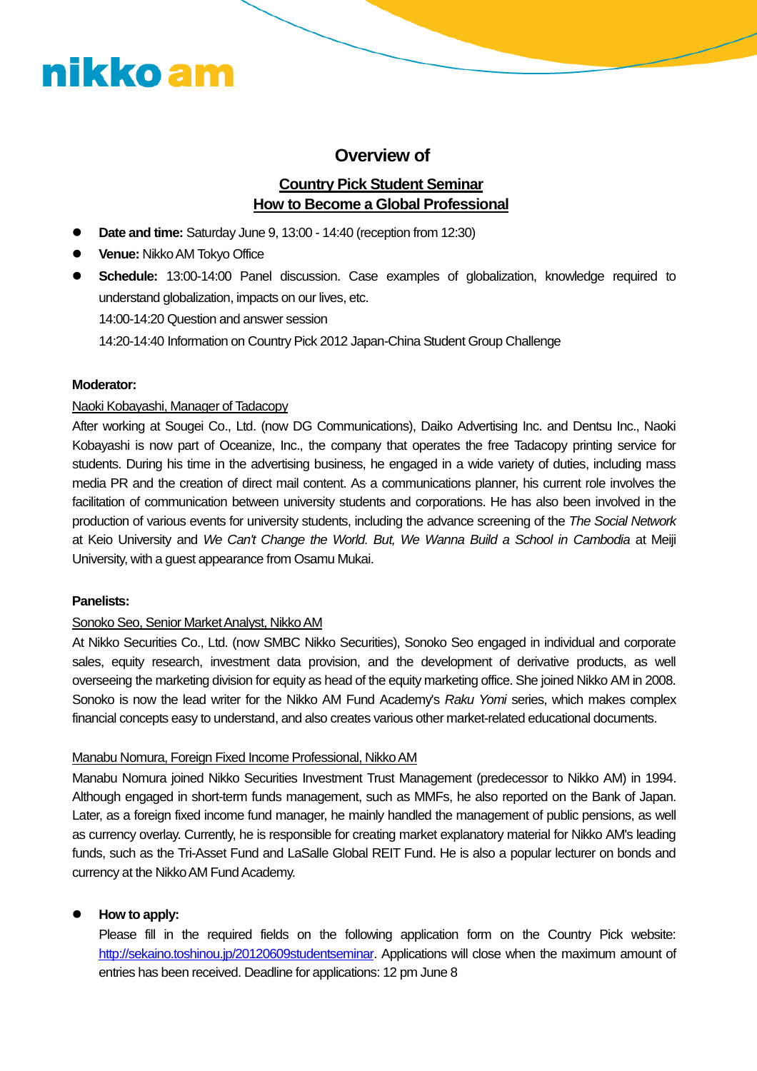# Overview of

## Country Pick Student Seminar
## How to Become a Global Professional

- **Date and time:** Saturday June 9, 13:00 - 14:40 (reception from 12:30)
- **Venue:** Nikko AM Tokyo Office
- **Schedule:** 13:00-14:00 Panel discussion. Case examples of globalization, knowledge required to understand globalization, impacts on our lives, etc.
  14:00-14:20 Question and answer session
  14:20-14:40 Information on Country Pick 2012 Japan-China Student Group Challenge

**Moderator:**

Naoki Kobayashi, Manager of Tadacopy

After working at Sougei Co., Ltd. (now DG Communications), Daiko Advertising Inc. and Dentsu Inc., Naoki Kobayashi is now part of Oceanize, Inc., the company that operates the free Tadacopy printing service for students. During his time in the advertising business, he engaged in a wide variety of duties, including mass media PR and the creation of direct mail content. As a communications planner, his current role involves the facilitation of communication between university students and corporations. He has also been involved in the production of various events for university students, including the advance screening of the *The Social Network* at Keio University and *We Can't Change the World. But, We Wanna Build a School in Cambodia* at Meiji University, with a guest appearance from Osamu Mukai.

**Panelists:**

Sonoko Seo, Senior Market Analyst, Nikko AM

At Nikko Securities Co., Ltd. (now SMBC Nikko Securities), Sonoko Seo engaged in individual and corporate sales, equity research, investment data provision, and the development of derivative products, as well overseeing the marketing division for equity as head of the equity marketing office. She joined Nikko AM in 2008. Sonoko is now the lead writer for the Nikko AM Fund Academy's *Raku Yomi* series, which makes complex financial concepts easy to understand, and also creates various other market-related educational documents.

Manabu Nomura, Foreign Fixed Income Professional, Nikko AM

Manabu Nomura joined Nikko Securities Investment Trust Management (predecessor to Nikko AM) in 1994. Although engaged in short-term funds management, such as MMFs, he also reported on the Bank of Japan. Later, as a foreign fixed income fund manager, he mainly handled the management of public pensions, as well as currency overlay. Currently, he is responsible for creating market explanatory material for Nikko AM's leading funds, such as the Tri-Asset Fund and LaSalle Global REIT Fund. He is also a popular lecturer on bonds and currency at the Nikko AM Fund Academy.

- **How to apply:**
  Please fill in the required fields on the following application form on the Country Pick website: http://sekaino.toshinou.jp/20120609studentseminar. Applications will close when the maximum amount of entries has been received. Deadline for applications: 12 pm June 8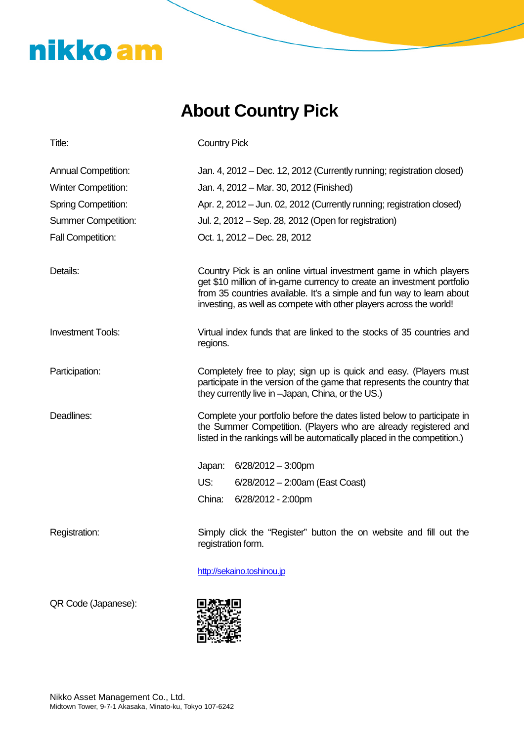nikko am

# About Country Pick

| | |
|---|---|
| Title: | Country Pick |
| Annual Competition: | Jan. 4, 2012 – Dec. 12, 2012 (Currently running; registration closed) |
| Winter Competition: | Jan. 4, 2012 – Mar. 30, 2012 (Finished) |
| Spring Competition: | Apr. 2, 2012 – Jun. 02, 2012 (Currently running; registration closed) |
| Summer Competition: | Jul. 2, 2012 – Sep. 28, 2012 (Open for registration) |
| Fall Competition: | Oct. 1, 2012 – Dec. 28, 2012 |

Details: Country Pick is an online virtual investment game in which players get $10 million of in-game currency to create an investment portfolio from 35 countries available. It's a simple and fun way to learn about investing, as well as compete with other players across the world!

Investment Tools: Virtual index funds that are linked to the stocks of 35 countries and regions.

Participation: Completely free to play; sign up is quick and easy. (Players must participate in the version of the game that represents the country that they currently live in –Japan, China, or the US.)

Deadlines: Complete your portfolio before the dates listed below to participate in the Summer Competition. (Players who are already registered and listed in the rankings will be automatically placed in the competition.)

| | |
|---|---|
| Japan: | 6/28/2012 – 3:00pm |
| US: | 6/28/2012 – 2:00am (East Coast) |
| China: | 6/28/2012 - 2:00pm |

Registration: Simply click the "Register" button the on website and fill out the registration form.

http://sekaino.toshinou.jp

QR Code (Japanese):

Nikko Asset Management Co., Ltd.
Midtown Tower, 9-7-1 Akasaka, Minato-ku, Tokyo 107-6242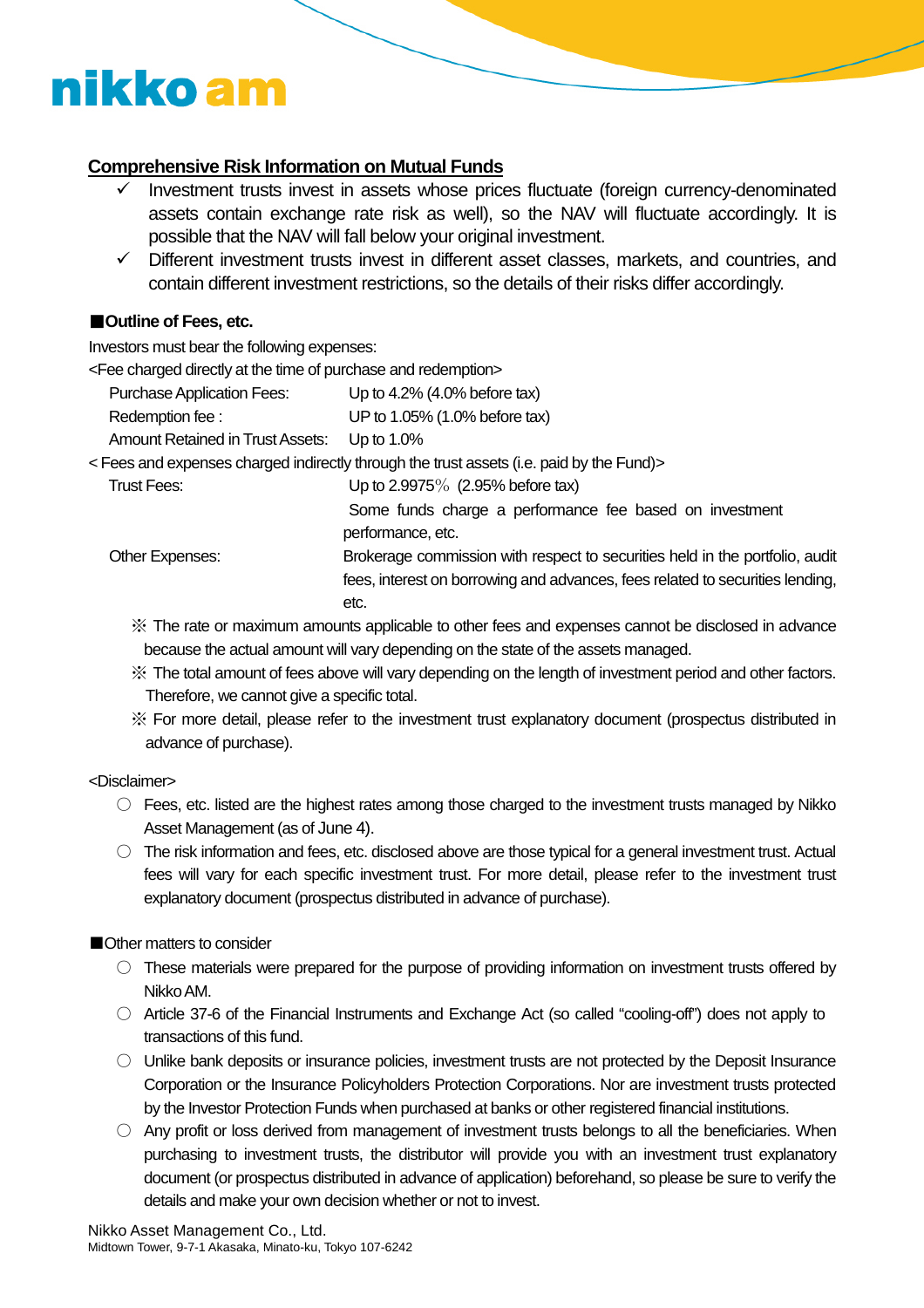## Comprehensive Risk Information on Mutual Funds

- ✓ Investment trusts invest in assets whose prices fluctuate (foreign currency-denominated assets contain exchange rate risk as well), so the NAV will fluctuate accordingly. It is possible that the NAV will fall below your original investment.
- ✓ Different investment trusts invest in different asset classes, markets, and countries, and contain different investment restrictions, so the details of their risks differ accordingly.

### ■Outline of Fees, etc.

Investors must bear the following expenses:

<Fee charged directly at the time of purchase and redemption>

| | |
|---|---|
| Purchase Application Fees: | Up to 4.2% (4.0% before tax) |
| Redemption fee : | UP to 1.05% (1.0% before tax) |
| Amount Retained in Trust Assets: | Up to 1.0% |

< Fees and expenses charged indirectly through the trust assets (i.e. paid by the Fund)>

| | |
|---|---|
| Trust Fees: | Up to 2.9975％ (2.95% before tax)<br>Some funds charge a performance fee based on investment performance, etc. |
| Other Expenses: | Brokerage commission with respect to securities held in the portfolio, audit fees, interest on borrowing and advances, fees related to securities lending, etc. |

※ The rate or maximum amounts applicable to other fees and expenses cannot be disclosed in advance because the actual amount will vary depending on the state of the assets managed.

※ The total amount of fees above will vary depending on the length of investment period and other factors. Therefore, we cannot give a specific total.

※ For more detail, please refer to the investment trust explanatory document (prospectus distributed in advance of purchase).

<Disclaimer>

- ○ Fees, etc. listed are the highest rates among those charged to the investment trusts managed by Nikko Asset Management (as of June 4).
- ○ The risk information and fees, etc. disclosed above are those typical for a general investment trust. Actual fees will vary for each specific investment trust. For more detail, please refer to the investment trust explanatory document (prospectus distributed in advance of purchase).

### ■Other matters to consider

- ○ These materials were prepared for the purpose of providing information on investment trusts offered by Nikko AM.
- ○ Article 37-6 of the Financial Instruments and Exchange Act (so called "cooling-off") does not apply to transactions of this fund.
- ○ Unlike bank deposits or insurance policies, investment trusts are not protected by the Deposit Insurance Corporation or the Insurance Policyholders Protection Corporations. Nor are investment trusts protected by the Investor Protection Funds when purchased at banks or other registered financial institutions.
- ○ Any profit or loss derived from management of investment trusts belongs to all the beneficiaries. When purchasing to investment trusts, the distributor will provide you with an investment trust explanatory document (or prospectus distributed in advance of application) beforehand, so please be sure to verify the details and make your own decision whether or not to invest.

Nikko Asset Management Co., Ltd.
Midtown Tower, 9-7-1 Akasaka, Minato-ku, Tokyo 107-6242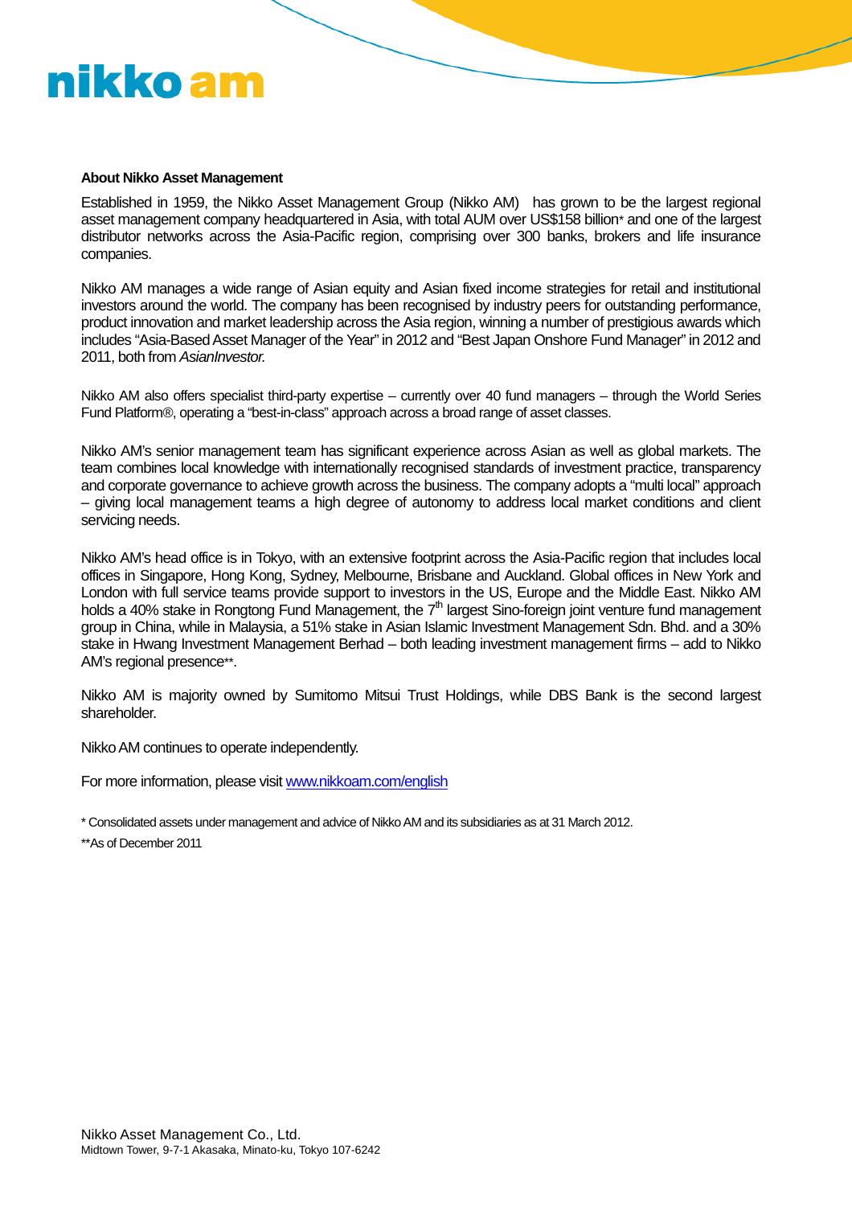**About Nikko Asset Management**

Established in 1959, the Nikko Asset Management Group (Nikko AM) has grown to be the largest regional asset management company headquartered in Asia, with total AUM over US$158 billion* and one of the largest distributor networks across the Asia-Pacific region, comprising over 300 banks, brokers and life insurance companies.

Nikko AM manages a wide range of Asian equity and Asian fixed income strategies for retail and institutional investors around the world. The company has been recognised by industry peers for outstanding performance, product innovation and market leadership across the Asia region, winning a number of prestigious awards which includes "Asia-Based Asset Manager of the Year" in 2012 and "Best Japan Onshore Fund Manager" in 2012 and 2011, both from *AsianInvestor.*

Nikko AM also offers specialist third-party expertise – currently over 40 fund managers – through the World Series Fund Platform®, operating a "best-in-class" approach across a broad range of asset classes.

Nikko AM's senior management team has significant experience across Asian as well as global markets. The team combines local knowledge with internationally recognised standards of investment practice, transparency and corporate governance to achieve growth across the business. The company adopts a "multi local" approach – giving local management teams a high degree of autonomy to address local market conditions and client servicing needs.

Nikko AM's head office is in Tokyo, with an extensive footprint across the Asia-Pacific region that includes local offices in Singapore, Hong Kong, Sydney, Melbourne, Brisbane and Auckland. Global offices in New York and London with full service teams provide support to investors in the US, Europe and the Middle East. Nikko AM holds a 40% stake in Rongtong Fund Management, the 7th largest Sino-foreign joint venture fund management group in China, while in Malaysia, a 51% stake in Asian Islamic Investment Management Sdn. Bhd. and a 30% stake in Hwang Investment Management Berhad – both leading investment management firms – add to Nikko AM's regional presence**.

Nikko AM is majority owned by Sumitomo Mitsui Trust Holdings, while DBS Bank is the second largest shareholder.

Nikko AM continues to operate independently.

For more information, please visit [www.nikkoam.com/english](http://www.nikkoam.com/english)

* Consolidated assets under management and advice of Nikko AM and its subsidiaries as at 31 March 2012.

**As of December 2011

Nikko Asset Management Co., Ltd.
Midtown Tower, 9-7-1 Akasaka, Minato-ku, Tokyo 107-6242